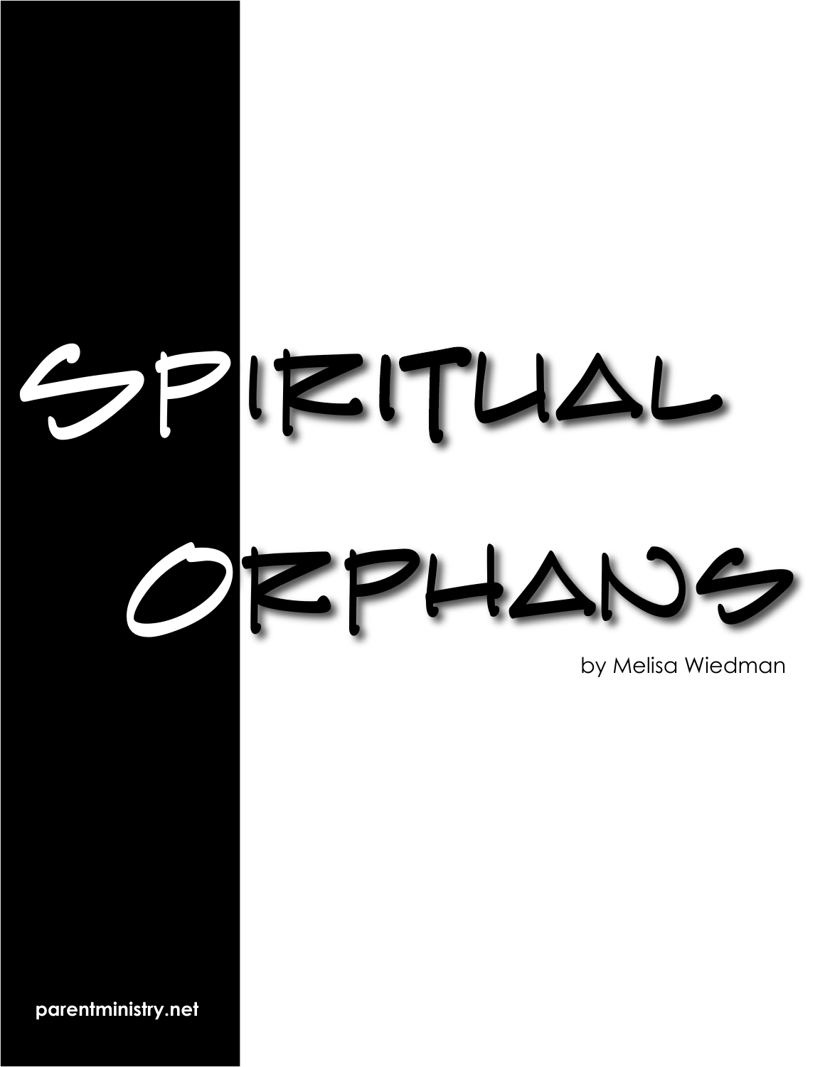# Spiritual Orphans

by Melisa Wiedman

parentministry.net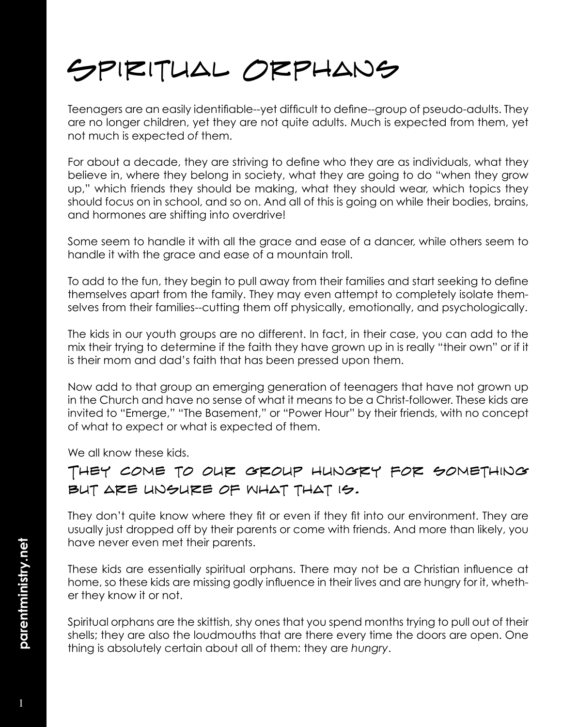# Spiritual Orphans

Teenagers are an easily identifiable--yet difficult to define--group of pseudo-adults. They are no longer children, yet they are not quite adults. Much is expected from them, yet not much is expected *of* them.

For about a decade, they are striving to define who they are as individuals, what they believe in, where they belong in society, what they are going to do "when they grow up," which friends they should be making, what they should wear, which topics they should focus on in school, and so on. And all of this is going on while their bodies, brains, and hormones are shifting into overdrive!

Some seem to handle it with all the grace and ease of a dancer, while others seem to handle it with the grace and ease of a mountain troll.

To add to the fun, they begin to pull away from their families and start seeking to define themselves apart from the family. They may even attempt to completely isolate themselves from their families--cutting them off physically, emotionally, and psychologically.

The kids in our youth groups are no different. In fact, in their case, you can add to the mix their trying to determine if the faith they have grown up in is really "their own" or if it is their mom and dad's faith that has been pressed upon them.

Now add to that group an emerging generation of teenagers that have not grown up in the Church and have no sense of what it means to be a Christ-follower. These kids are invited to "Emerge," "The Basement," or "Power Hour" by their friends, with no concept of what to expect or what is expected of them.

We all know these kids.

### They come to our group hungry for something but are unsure of what that is.

They don't quite know where they fit or even if they fit into our environment. They are usually just dropped off by their parents or come with friends. And more than likely, you have never even met their parents.

These kids are essentially spiritual orphans. There may not be a Christian influence at home, so these kids are missing godly influence in their lives and are hungry for it, whether they know it or not.

Spiritual orphans are the skittish, shy ones that you spend months trying to pull out of their shells; they are also the loudmouths that are there every time the doors are open. One thing is absolutely certain about all of them: they are *hungry*.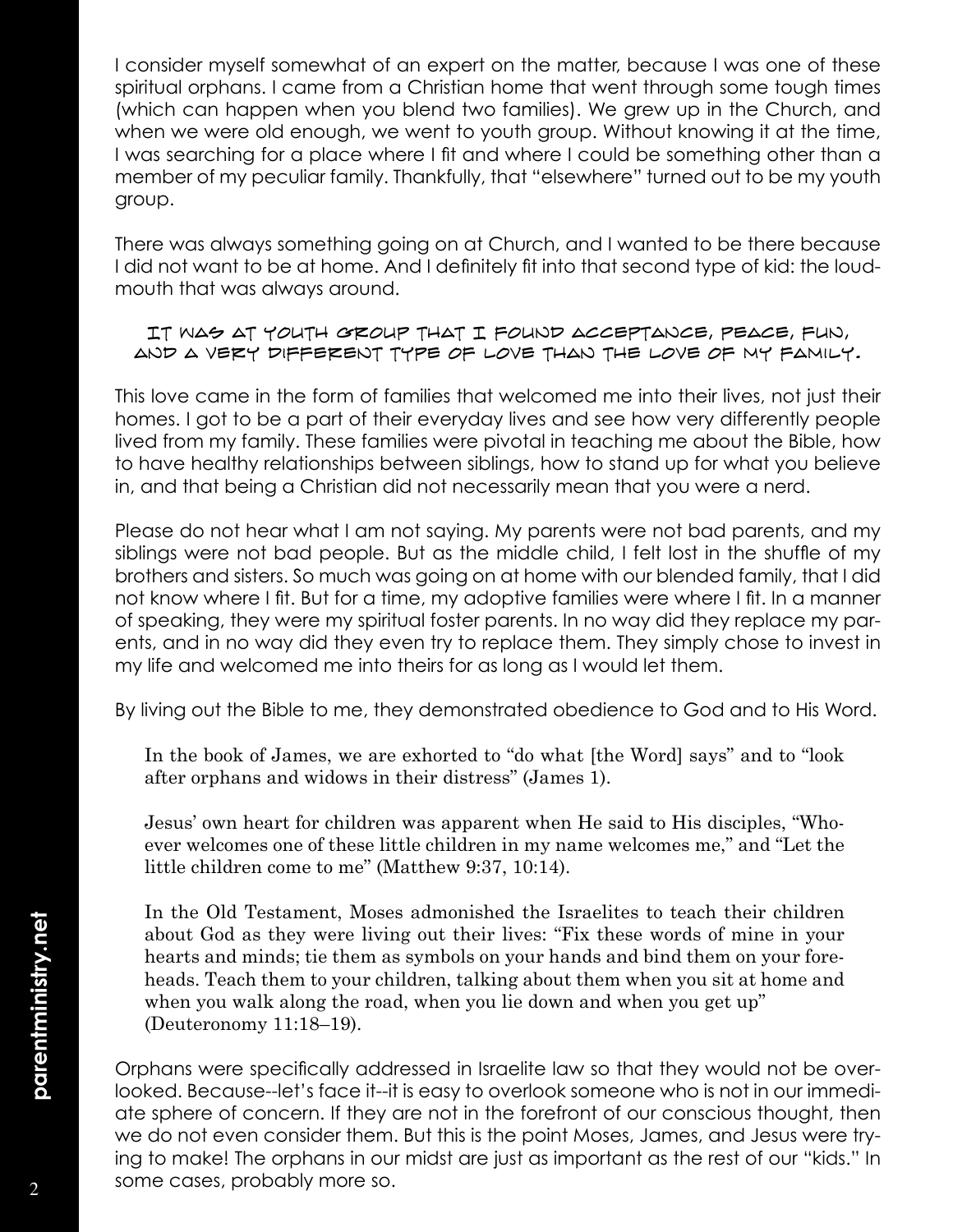I consider myself somewhat of an expert on the matter, because I was one of these spiritual orphans. I came from a Christian home that went through some tough times (which can happen when you blend two families). We grew up in the Church, and when we were old enough, we went to youth group. Without knowing it at the time, I was searching for a place where I fit and where I could be something other than a member of my peculiar family. Thankfully, that "elsewhere" turned out to be my youth group.

There was always something going on at Church, and I wanted to be there because I did not want to be at home. And I definitely fit into that second type of kid: the loud-mouth that was always around.

**IT WAS AT YOUTH GROUP THAT I FOUND ACCEPTANCE, PEACE, FUN, AND A VERY DIFFERENT TYPE OF LOVE THAN THE LOVE OF MY FAMILY.**

This love came in the form of families that welcomed me into their lives, not just their homes. I got to be a part of their everyday lives and see how very differently people lived from my family. These families were pivotal in teaching me about the Bible, how to have healthy relationships between siblings, how to stand up for what you believe in, and that being a Christian did not necessarily mean that you were a nerd.

Please do not hear what I am not saying. My parents were not bad parents, and my siblings were not bad people. But as the middle child, I felt lost in the shuffle of my brothers and sisters. So much was going on at home with our blended family, that I did not know where I fit. But for a time, my adoptive families were where I fit. In a manner of speaking, they were my spiritual foster parents. In no way did they replace my parents, and in no way did they even try to replace them. They simply chose to invest in my life and welcomed me into theirs for as long as I would let them.

By living out the Bible to me, they demonstrated obedience to God and to His Word.

> In the book of James, we are exhorted to "do what [the Word] says" and to "look after orphans and widows in their distress" (James 1).
>
> Jesus' own heart for children was apparent when He said to His disciples, "Whoever welcomes one of these little children in my name welcomes me," and "Let the little children come to me" (Matthew 9:37, 10:14).
>
> In the Old Testament, Moses admonished the Israelites to teach their children about God as they were living out their lives: "Fix these words of mine in your hearts and minds; tie them as symbols on your hands and bind them on your foreheads. Teach them to your children, talking about them when you sit at home and when you walk along the road, when you lie down and when you get up" (Deuteronomy 11:18–19).

Orphans were specifically addressed in Israelite law so that they would not be overlooked. Because--let's face it--it is easy to overlook someone who is not in our immediate sphere of concern. If they are not in the forefront of our conscious thought, then we do not even consider them. But this is the point Moses, James, and Jesus were trying to make! The orphans in our midst are just as important as the rest of our "kids." In some cases, probably more so.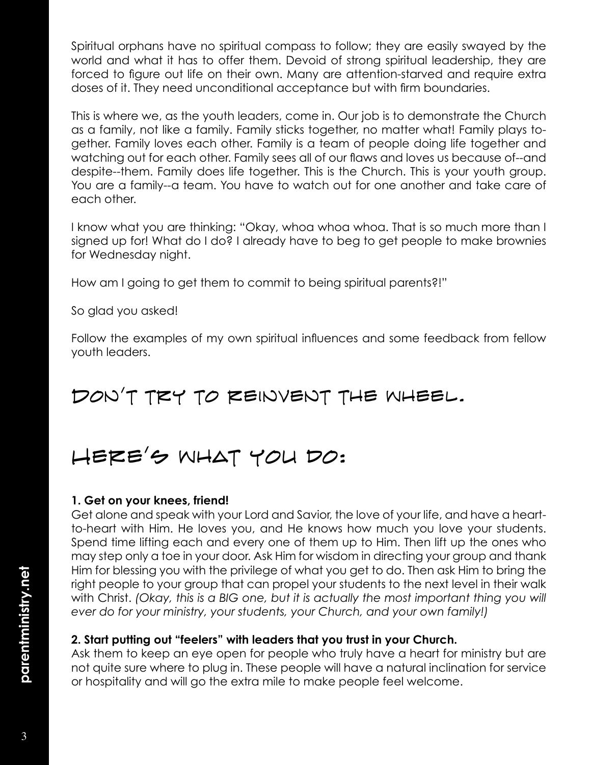Spiritual orphans have no spiritual compass to follow; they are easily swayed by the world and what it has to offer them. Devoid of strong spiritual leadership, they are forced to figure out life on their own. Many are attention-starved and require extra doses of it. They need unconditional acceptance but with firm boundaries.

This is where we, as the youth leaders, come in. Our job is to demonstrate the Church as a family, not like a family. Family sticks together, no matter what! Family plays together. Family loves each other. Family is a team of people doing life together and watching out for each other. Family sees all of our flaws and loves us because of--and despite--them. Family does life together. This is the Church. This is your youth group. You are a family--a team. You have to watch out for one another and take care of each other.

I know what you are thinking: "Okay, whoa whoa whoa. That is so much more than I signed up for! What do I do? I already have to beg to get people to make brownies for Wednesday night.

How am I going to get them to commit to being spiritual parents?!"

So glad you asked!

Follow the examples of my own spiritual influences and some feedback from fellow youth leaders.

## Don't try to reinvent the wheel.

## Here's what you do:

**1. Get on your knees, friend!**
Get alone and speak with your Lord and Savior, the love of your life, and have a heart-to-heart with Him. He loves you, and He knows how much you love your students. Spend time lifting each and every one of them up to Him. Then lift up the ones who may step only a toe in your door. Ask Him for wisdom in directing your group and thank Him for blessing you with the privilege of what you get to do. Then ask Him to bring the right people to your group that can propel your students to the next level in their walk with Christ. *(Okay, this is a BIG one, but it is actually the most important thing you will ever do for your ministry, your students, your Church, and your own family!)*

**2. Start putting out "feelers" with leaders that you trust in your Church.**
Ask them to keep an eye open for people who truly have a heart for ministry but are not quite sure where to plug in. These people will have a natural inclination for service or hospitality and will go the extra mile to make people feel welcome.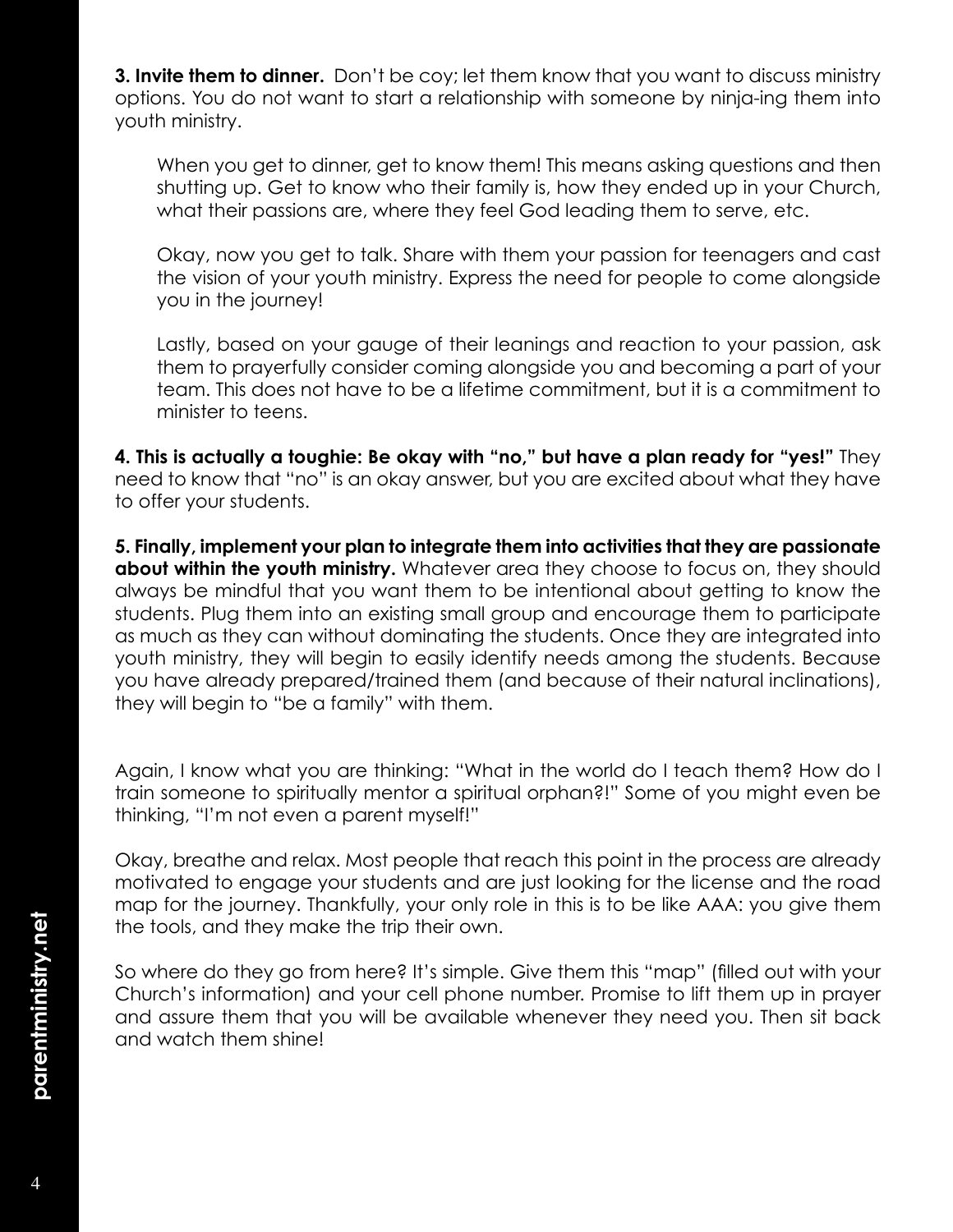**3. Invite them to dinner.** Don't be coy; let them know that you want to discuss ministry options. You do not want to start a relationship with someone by ninja-ing them into youth ministry.

When you get to dinner, get to know them! This means asking questions and then shutting up. Get to know who their family is, how they ended up in your Church, what their passions are, where they feel God leading them to serve, etc.

Okay, now you get to talk. Share with them your passion for teenagers and cast the vision of your youth ministry. Express the need for people to come alongside you in the journey!

Lastly, based on your gauge of their leanings and reaction to your passion, ask them to prayerfully consider coming alongside you and becoming a part of your team. This does not have to be a lifetime commitment, but it is a commitment to minister to teens.

**4. This is actually a toughie: Be okay with "no," but have a plan ready for "yes!"** They need to know that "no" is an okay answer, but you are excited about what they have to offer your students.

**5. Finally, implement your plan to integrate them into activities that they are passionate about within the youth ministry.** Whatever area they choose to focus on, they should always be mindful that you want them to be intentional about getting to know the students. Plug them into an existing small group and encourage them to participate as much as they can without dominating the students. Once they are integrated into youth ministry, they will begin to easily identify needs among the students. Because you have already prepared/trained them (and because of their natural inclinations), they will begin to "be a family" with them.

Again, I know what you are thinking: "What in the world do I teach them? How do I train someone to spiritually mentor a spiritual orphan?!" Some of you might even be thinking, "I'm not even a parent myself!"

Okay, breathe and relax. Most people that reach this point in the process are already motivated to engage your students and are just looking for the license and the road map for the journey. Thankfully, your only role in this is to be like AAA: you give them the tools, and they make the trip their own.

So where do they go from here? It's simple. Give them this "map" (filled out with your Church's information) and your cell phone number. Promise to lift them up in prayer and assure them that you will be available whenever they need you. Then sit back and watch them shine!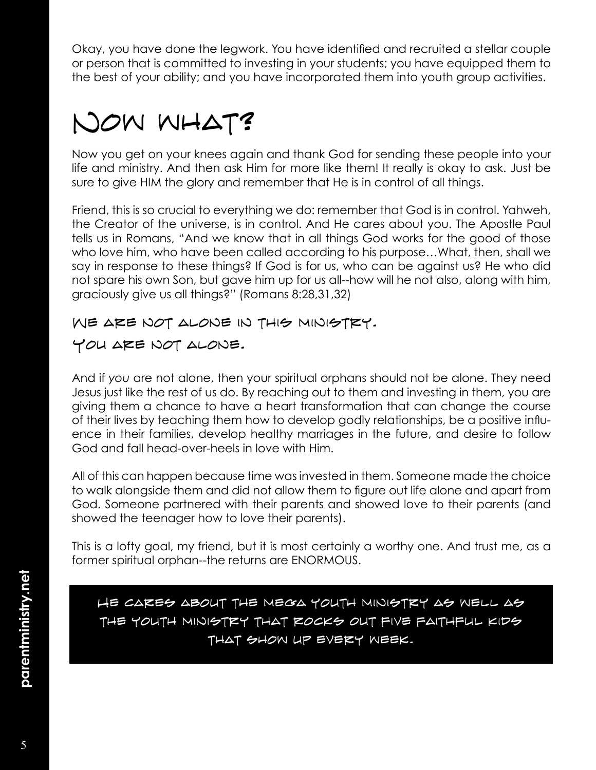Okay, you have done the legwork. You have identified and recruited a stellar couple or person that is committed to investing in your students; you have equipped them to the best of your ability; and you have incorporated them into youth group activities.

# Now What?

Now you get on your knees again and thank God for sending these people into your life and ministry. And then ask Him for more like them! It really is okay to ask. Just be sure to give HIM the glory and remember that He is in control of all things.

Friend, this is so crucial to everything we do: remember that God is in control. Yahweh, the Creator of the universe, is in control. And He cares about you. The Apostle Paul tells us in Romans, "And we know that in all things God works for the good of those who love him, who have been called according to his purpose…What, then, shall we say in response to these things? If God is for us, who can be against us? He who did not spare his own Son, but gave him up for us all--how will he not also, along with him, graciously give us all things?" (Romans 8:28,31,32)

### We are not alone in this ministry.

### You are not alone.

And if *you* are not alone, then your spiritual orphans should not be alone. They need Jesus just like the rest of us do. By reaching out to them and investing in them, you are giving them a chance to have a heart transformation that can change the course of their lives by teaching them how to develop godly relationships, be a positive influence in their families, develop healthy marriages in the future, and desire to follow God and fall head-over-heels in love with Him.

All of this can happen because time was invested in them. Someone made the choice to walk alongside them and did not allow them to figure out life alone and apart from God. Someone partnered with their parents and showed love to their parents (and showed the teenager how to love their parents).

This is a lofty goal, my friend, but it is most certainly a worthy one. And trust me, as a former spiritual orphan--the returns are ENORMOUS.

**He cares about the mega youth ministry as well as the youth ministry that rocks out five faithful kids that show up every week.**